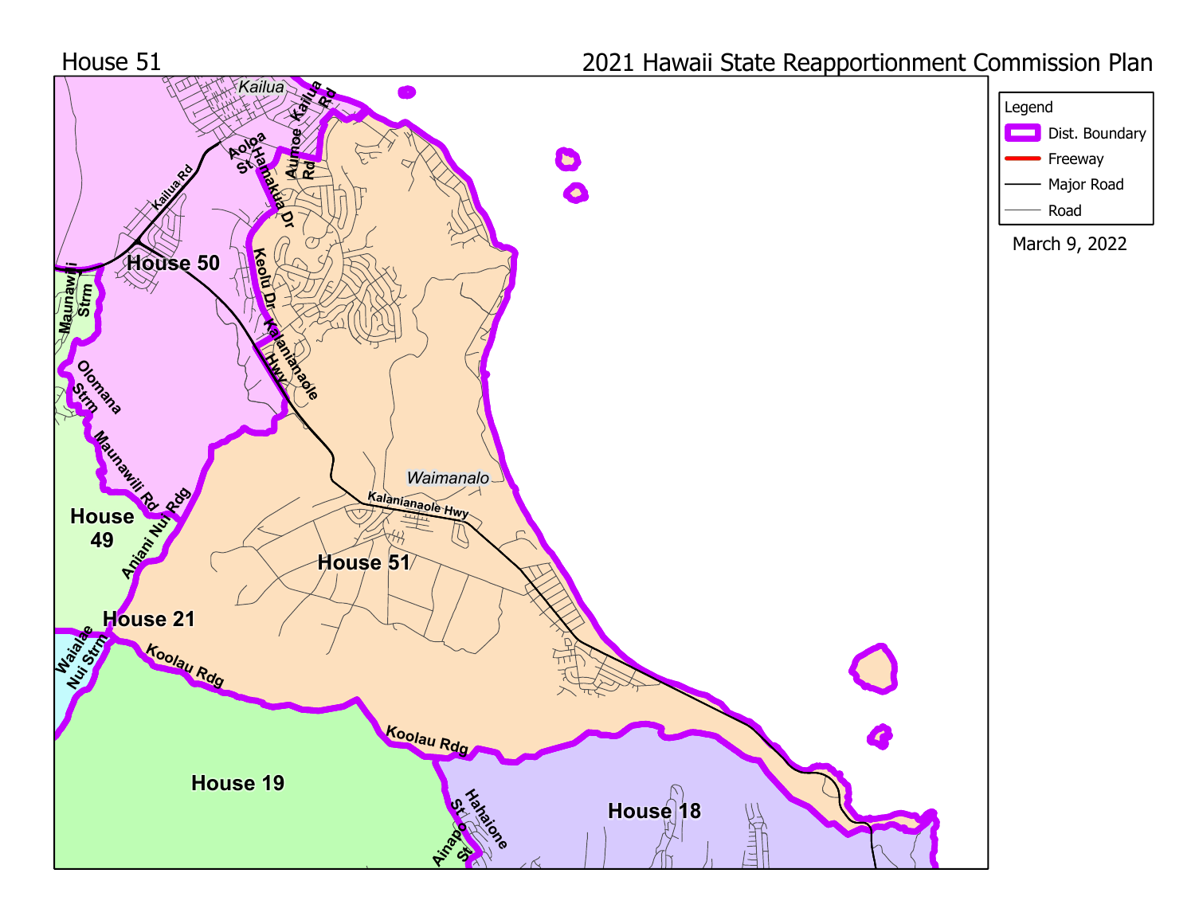House 51

# 2021 Hawaii State Reapportionment Commission Plan

Legend

- Dist. Boundary
- Freeway
- Major Road
- Road

March 9, 2022

Kailua

Kailua Rd

Aoloa St

Hamakua Dr

Aumoe Rd

Keolu Dr

Kalanianaole Hwy

House 50

Maunawili Strm

Olomana Strm

Maunawili Rd

Aniani Nui Rdg

House 49

House 21

Waialae Nui Strm

Koolau Rdg

Waimanalo

Kalanianaole Hwy

House 51

House 19

Koolau Rdg

Hahaione St

Ainapo St

House 18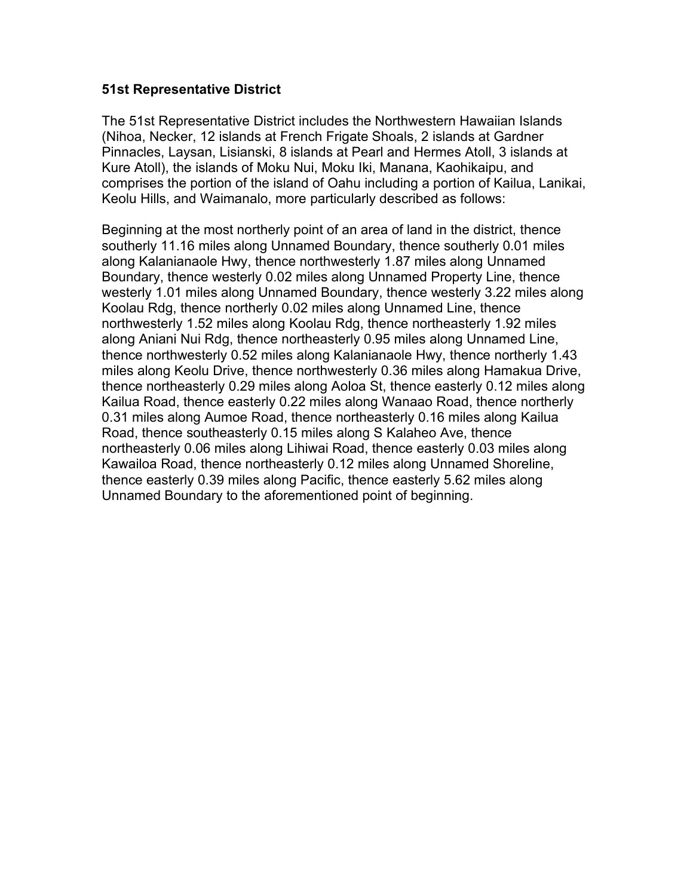**51st Representative District**

The 51st Representative District includes the Northwestern Hawaiian Islands (Nihoa, Necker, 12 islands at French Frigate Shoals, 2 islands at Gardner Pinnacles, Laysan, Lisianski, 8 islands at Pearl and Hermes Atoll, 3 islands at Kure Atoll), the islands of Moku Nui, Moku Iki, Manana, Kaohikaipu, and comprises the portion of the island of Oahu including a portion of Kailua, Lanikai, Keolu Hills, and Waimanalo, more particularly described as follows:

Beginning at the most northerly point of an area of land in the district, thence southerly 11.16 miles along Unnamed Boundary, thence southerly 0.01 miles along Kalanianaole Hwy, thence northwesterly 1.87 miles along Unnamed Boundary, thence westerly 0.02 miles along Unnamed Property Line, thence westerly 1.01 miles along Unnamed Boundary, thence westerly 3.22 miles along Koolau Rdg, thence northerly 0.02 miles along Unnamed Line, thence northwesterly 1.52 miles along Koolau Rdg, thence northeasterly 1.92 miles along Aniani Nui Rdg, thence northeasterly 0.95 miles along Unnamed Line, thence northwesterly 0.52 miles along Kalanianaole Hwy, thence northerly 1.43 miles along Keolu Drive, thence northwesterly 0.36 miles along Hamakua Drive, thence northeasterly 0.29 miles along Aoloa St, thence easterly 0.12 miles along Kailua Road, thence easterly 0.22 miles along Wanaao Road, thence northerly 0.31 miles along Aumoe Road, thence northeasterly 0.16 miles along Kailua Road, thence southeasterly 0.15 miles along S Kalaheo Ave, thence northeasterly 0.06 miles along Lihiwai Road, thence easterly 0.03 miles along Kawailoa Road, thence northeasterly 0.12 miles along Unnamed Shoreline, thence easterly 0.39 miles along Pacific, thence easterly 5.62 miles along Unnamed Boundary to the aforementioned point of beginning.